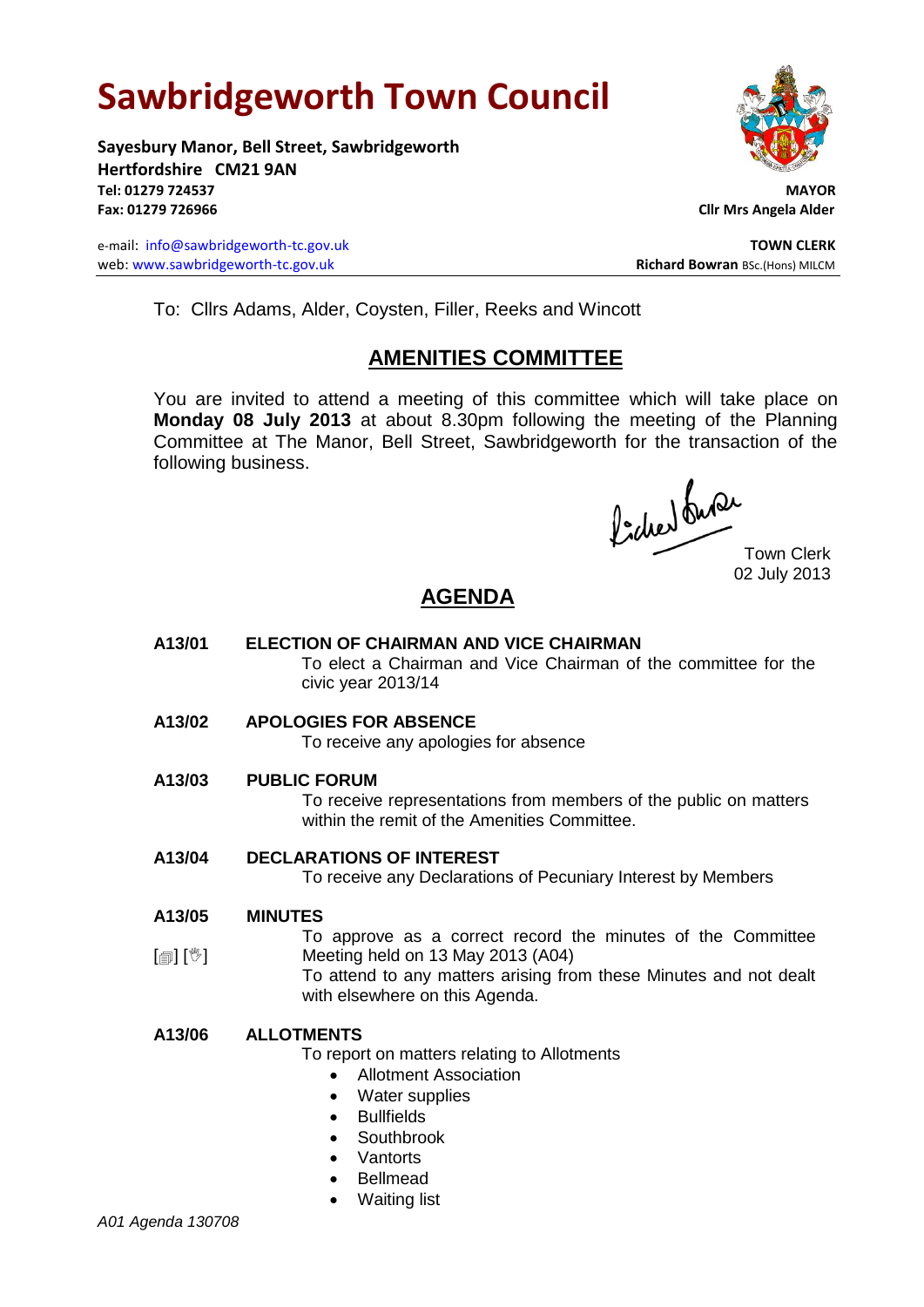# Sawbridgeworth Town Council

**Sayesbury Manor, Bell Street, Sawbridgeworth**
**Hertfordshire CM21 9AN**
**Tel: 01279 724537**
**Fax: 01279 726966**

**MAYOR**
**Cllr Mrs Angela Alder**

e-mail: info@sawbridgeworth-tc.gov.uk
web: www.sawbridgeworth-tc.gov.uk

**TOWN CLERK**
**Richard Bowran** BSc.(Hons) MILCM

To: Cllrs Adams, Alder, Coysten, Filler, Reeks and Wincott

## AMENITIES COMMITTEE

You are invited to attend a meeting of this committee which will take place on **Monday 08 July 2013** at about 8.30pm following the meeting of the Planning Committee at The Manor, Bell Street, Sawbridgeworth for the transaction of the following business.

Town Clerk
02 July 2013

## AGENDA

**A13/01 ELECTION OF CHAIRMAN AND VICE CHAIRMAN**
To elect a Chairman and Vice Chairman of the committee for the civic year 2013/14

**A13/02 APOLOGIES FOR ABSENCE**
To receive any apologies for absence

**A13/03 PUBLIC FORUM**
To receive representations from members of the public on matters within the remit of the Amenities Committee.

**A13/04 DECLARATIONS OF INTEREST**
To receive any Declarations of Pecuniary Interest by Members

**A13/05 MINUTES**
[🗐] [🖑]
To approve as a correct record the minutes of the Committee Meeting held on 13 May 2013 (A04)
To attend to any matters arising from these Minutes and not dealt with elsewhere on this Agenda.

**A13/06 ALLOTMENTS**
To report on matters relating to Allotments

- Allotment Association
- Water supplies
- Bullfields
- Southbrook
- Vantorts
- Bellmead
- Waiting list

*A01 Agenda 130708*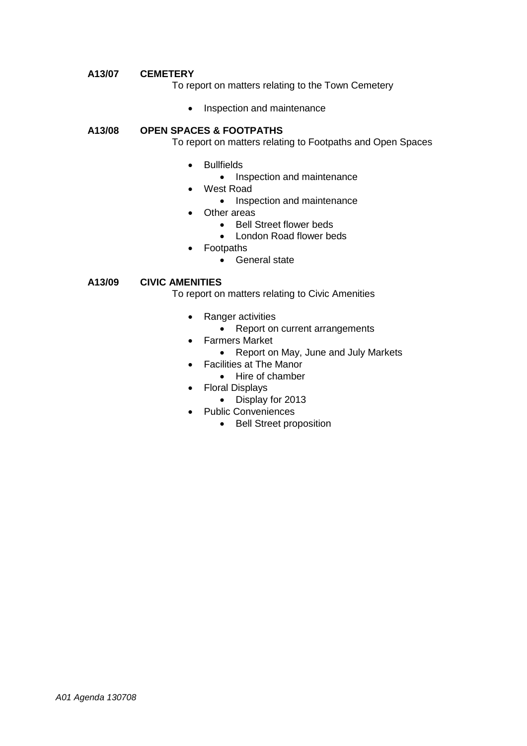**A13/07 CEMETERY**

To report on matters relating to the Town Cemetery

- Inspection and maintenance

**A13/08 OPEN SPACES & FOOTPATHS**

To report on matters relating to Footpaths and Open Spaces

- Bullfields
  - Inspection and maintenance
- West Road
  - Inspection and maintenance
- Other areas
  - Bell Street flower beds
  - London Road flower beds
- Footpaths
  - General state

**A13/09 CIVIC AMENITIES**

To report on matters relating to Civic Amenities

- Ranger activities
  - Report on current arrangements
- Farmers Market
  - Report on May, June and July Markets
- Facilities at The Manor
  - Hire of chamber
- Floral Displays
  - Display for 2013
- Public Conveniences
  - Bell Street proposition

*A01 Agenda 130708*